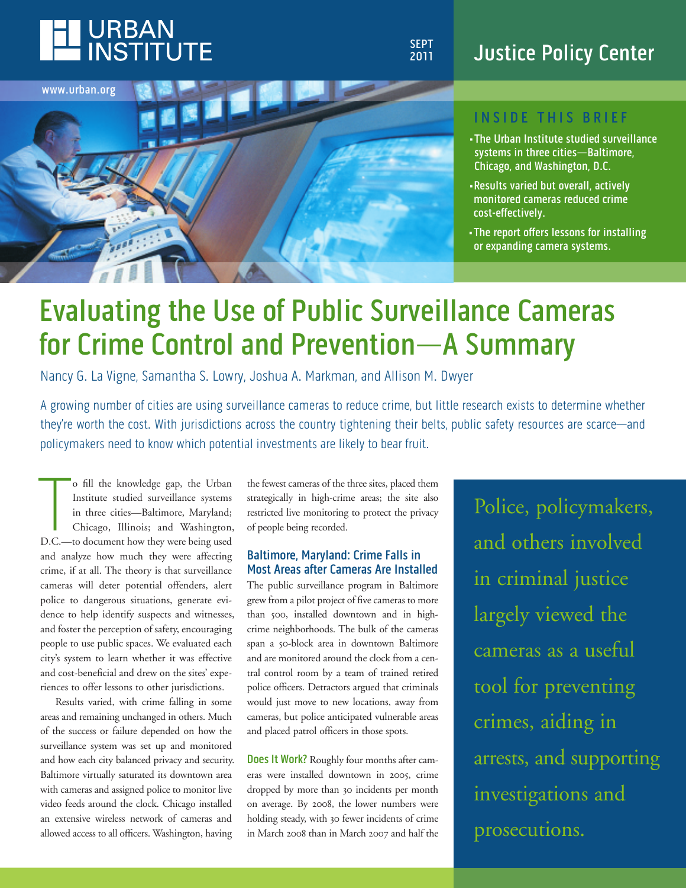URBAN INSTITUTE

SEPT 2011

Justice Policy Center

www.urban.org

## INSIDE THIS BRIEF

- The Urban Institute studied surveillance systems in three cities—Baltimore, Chicago, and Washington, D.C.
- Results varied but overall, actively monitored cameras reduced crime cost-effectively.
- The report offers lessons for installing or expanding camera systems.

# Evaluating the Use of Public Surveillance Cameras for Crime Control and Prevention—A Summary

Nancy G. La Vigne, Samantha S. Lowry, Joshua A. Markman, and Allison M. Dwyer

A growing number of cities are using surveillance cameras to reduce crime, but little research exists to determine whether they're worth the cost. With jurisdictions across the country tightening their belts, public safety resources are scarce—and policymakers need to know which potential investments are likely to bear fruit.

To fill the knowledge gap, the Urban Institute studied surveillance systems in three cities—Baltimore, Maryland; Chicago, Illinois; and Washington, D.C.—to document how they were being used and analyze how much they were affecting crime, if at all. The theory is that surveillance cameras will deter potential offenders, alert police to dangerous situations, generate evidence to help identify suspects and witnesses, and foster the perception of safety, encouraging people to use public spaces. We evaluated each city's system to learn whether it was effective and cost-beneficial and drew on the sites' experiences to offer lessons to other jurisdictions.

Results varied, with crime falling in some areas and remaining unchanged in others. Much of the success or failure depended on how the surveillance system was set up and monitored and how each city balanced privacy and security. Baltimore virtually saturated its downtown area with cameras and assigned police to monitor live video feeds around the clock. Chicago installed an extensive wireless network of cameras and allowed access to all officers. Washington, having the fewest cameras of the three sites, placed them strategically in high-crime areas; the site also restricted live monitoring to protect the privacy of people being recorded.

### Baltimore, Maryland: Crime Falls in Most Areas after Cameras Are Installed

The public surveillance program in Baltimore grew from a pilot project of five cameras to more than 500, installed downtown and in high-crime neighborhoods. The bulk of the cameras span a 50-block area in downtown Baltimore and are monitored around the clock from a central control room by a team of trained retired police officers. Detractors argued that criminals would just move to new locations, away from cameras, but police anticipated vulnerable areas and placed patrol officers in those spots.

**Does It Work?** Roughly four months after cameras were installed downtown in 2005, crime dropped by more than 30 incidents per month on average. By 2008, the lower numbers were holding steady, with 30 fewer incidents of crime in March 2008 than in March 2007 and half the

> Police, policymakers, and others involved in criminal justice largely viewed the cameras as a useful tool for preventing crimes, aiding in arrests, and supporting investigations and prosecutions.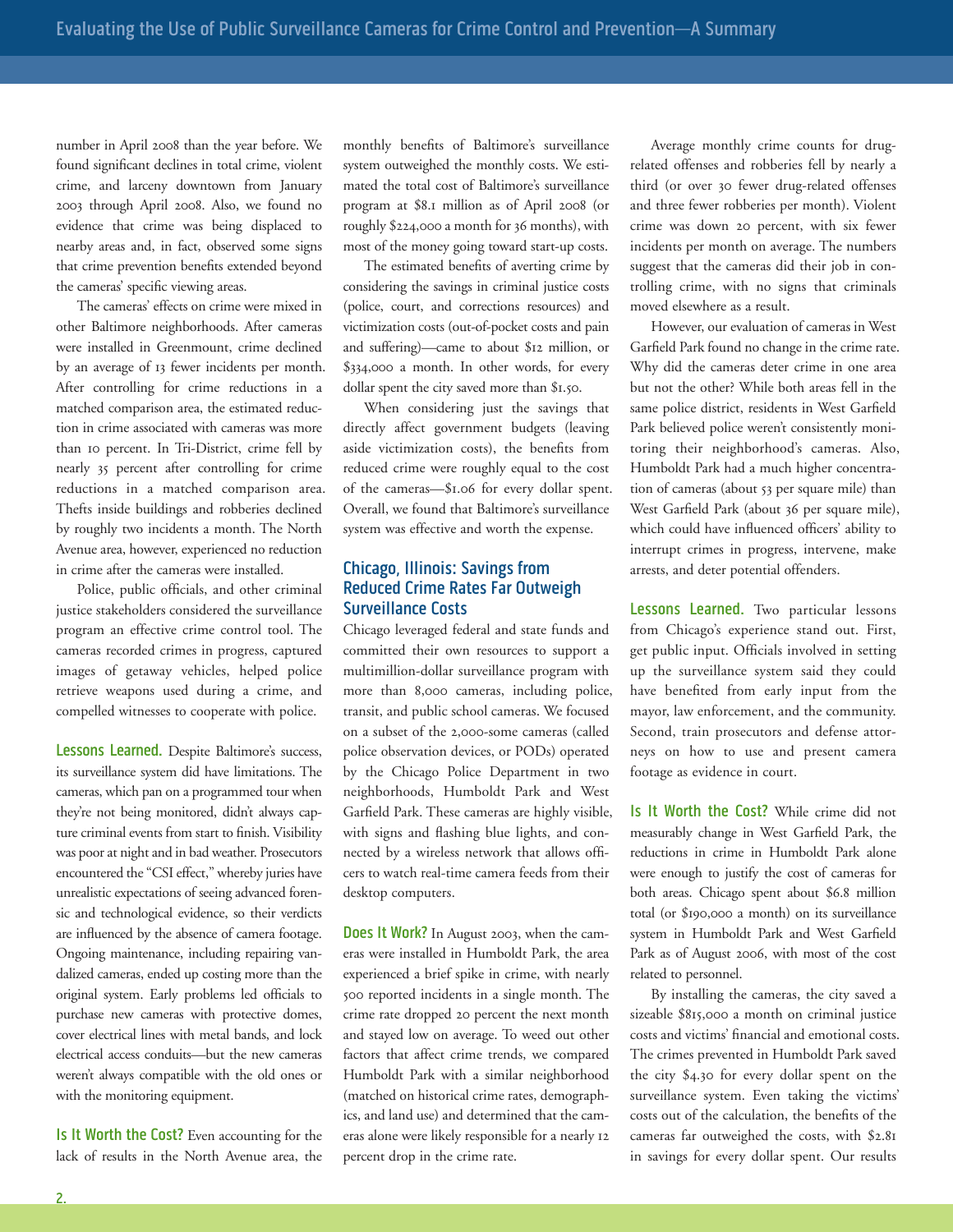number in April 2008 than the year before. We found significant declines in total crime, violent crime, and larceny downtown from January 2003 through April 2008. Also, we found no evidence that crime was being displaced to nearby areas and, in fact, observed some signs that crime prevention benefits extended beyond the cameras' specific viewing areas.

The cameras' effects on crime were mixed in other Baltimore neighborhoods. After cameras were installed in Greenmount, crime declined by an average of 13 fewer incidents per month. After controlling for crime reductions in a matched comparison area, the estimated reduction in crime associated with cameras was more than 10 percent. In Tri-District, crime fell by nearly 35 percent after controlling for crime reductions in a matched comparison area. Thefts inside buildings and robberies declined by roughly two incidents a month. The North Avenue area, however, experienced no reduction in crime after the cameras were installed.

Police, public officials, and other criminal justice stakeholders considered the surveillance program an effective crime control tool. The cameras recorded crimes in progress, captured images of getaway vehicles, helped police retrieve weapons used during a crime, and compelled witnesses to cooperate with police.

**Lessons Learned.** Despite Baltimore's success, its surveillance system did have limitations. The cameras, which pan on a programmed tour when they're not being monitored, didn't always capture criminal events from start to finish. Visibility was poor at night and in bad weather. Prosecutors encountered the "CSI effect," whereby juries have unrealistic expectations of seeing advanced forensic and technological evidence, so their verdicts are influenced by the absence of camera footage. Ongoing maintenance, including repairing vandalized cameras, ended up costing more than the original system. Early problems led officials to purchase new cameras with protective domes, cover electrical lines with metal bands, and lock electrical access conduits—but the new cameras weren't always compatible with the old ones or with the monitoring equipment.

**Is It Worth the Cost?** Even accounting for the lack of results in the North Avenue area, the monthly benefits of Baltimore's surveillance system outweighed the monthly costs. We estimated the total cost of Baltimore's surveillance program at $8.1 million as of April 2008 (or roughly $224,000 a month for 36 months), with most of the money going toward start-up costs.

The estimated benefits of averting crime by considering the savings in criminal justice costs (police, court, and corrections resources) and victimization costs (out-of-pocket costs and pain and suffering)—came to about $12 million, or $334,000 a month. In other words, for every dollar spent the city saved more than $1.50.

When considering just the savings that directly affect government budgets (leaving aside victimization costs), the benefits from reduced crime were roughly equal to the cost of the cameras—$1.06 for every dollar spent. Overall, we found that Baltimore's surveillance system was effective and worth the expense.

## Chicago, Illinois: Savings from Reduced Crime Rates Far Outweigh Surveillance Costs

Chicago leveraged federal and state funds and committed their own resources to support a multimillion-dollar surveillance program with more than 8,000 cameras, including police, transit, and public school cameras. We focused on a subset of the 2,000-some cameras (called police observation devices, or PODs) operated by the Chicago Police Department in two neighborhoods, Humboldt Park and West Garfield Park. These cameras are highly visible, with signs and flashing blue lights, and connected by a wireless network that allows officers to watch real-time camera feeds from their desktop computers.

**Does It Work?** In August 2003, when the cameras were installed in Humboldt Park, the area experienced a brief spike in crime, with nearly 500 reported incidents in a single month. The crime rate dropped 20 percent the next month and stayed low on average. To weed out other factors that affect crime trends, we compared Humboldt Park with a similar neighborhood (matched on historical crime rates, demographics, and land use) and determined that the cameras alone were likely responsible for a nearly 12 percent drop in the crime rate.

Average monthly crime counts for drug-related offenses and robberies fell by nearly a third (or over 30 fewer drug-related offenses and three fewer robberies per month). Violent crime was down 20 percent, with six fewer incidents per month on average. The numbers suggest that the cameras did their job in controlling crime, with no signs that criminals moved elsewhere as a result.

However, our evaluation of cameras in West Garfield Park found no change in the crime rate. Why did the cameras deter crime in one area but not the other? While both areas fell in the same police district, residents in West Garfield Park believed police weren't consistently monitoring their neighborhood's cameras. Also, Humboldt Park had a much higher concentration of cameras (about 53 per square mile) than West Garfield Park (about 36 per square mile), which could have influenced officers' ability to interrupt crimes in progress, intervene, make arrests, and deter potential offenders.

**Lessons Learned.** Two particular lessons from Chicago's experience stand out. First, get public input. Officials involved in setting up the surveillance system said they could have benefited from early input from the mayor, law enforcement, and the community. Second, train prosecutors and defense attorneys on how to use and present camera footage as evidence in court.

**Is It Worth the Cost?** While crime did not measurably change in West Garfield Park, the reductions in crime in Humboldt Park alone were enough to justify the cost of cameras for both areas. Chicago spent about $6.8 million total (or $190,000 a month) on its surveillance system in Humboldt Park and West Garfield Park as of August 2006, with most of the cost related to personnel.

By installing the cameras, the city saved a sizeable $815,000 a month on criminal justice costs and victims' financial and emotional costs. The crimes prevented in Humboldt Park saved the city $4.30 for every dollar spent on the surveillance system. Even taking the victims' costs out of the calculation, the benefits of the cameras far outweighed the costs, with $2.81 in savings for every dollar spent. Our results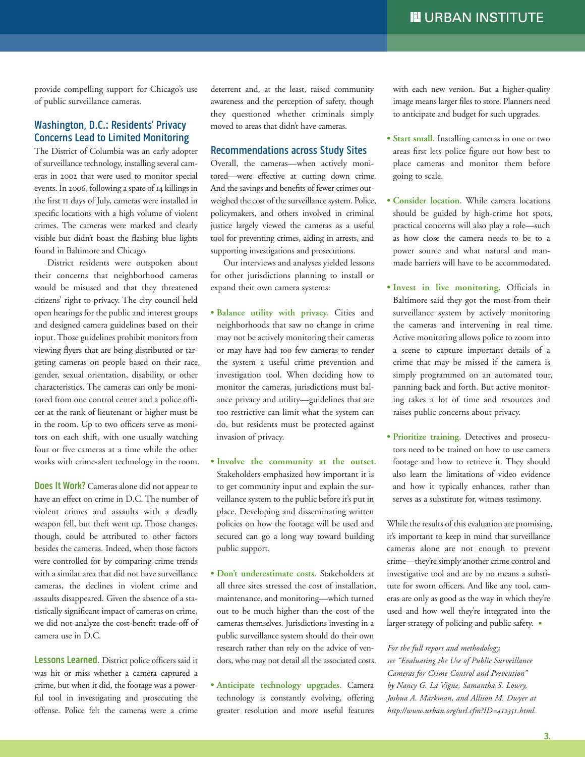provide compelling support for Chicago's use of public surveillance cameras.

## Washington, D.C.: Residents' Privacy Concerns Lead to Limited Monitoring

The District of Columbia was an early adopter of surveillance technology, installing several cameras in 2002 that were used to monitor special events. In 2006, following a spate of 14 killings in the first 11 days of July, cameras were installed in specific locations with a high volume of violent crimes. The cameras were marked and clearly visible but didn't boast the flashing blue lights found in Baltimore and Chicago.

District residents were outspoken about their concerns that neighborhood cameras would be misused and that they threatened citizens' right to privacy. The city council held open hearings for the public and interest groups and designed camera guidelines based on their input. Those guidelines prohibit monitors from viewing flyers that are being distributed or targeting cameras on people based on their race, gender, sexual orientation, disability, or other characteristics. The cameras can only be monitored from one control center and a police officer at the rank of lieutenant or higher must be in the room. Up to two officers serve as monitors on each shift, with one usually watching four or five cameras at a time while the other works with crime-alert technology in the room.

**Does It Work?** Cameras alone did not appear to have an effect on crime in D.C. The number of violent crimes and assaults with a deadly weapon fell, but theft went up. Those changes, though, could be attributed to other factors besides the cameras. Indeed, when those factors were controlled for by comparing crime trends with a similar area that did not have surveillance cameras, the declines in violent crime and assaults disappeared. Given the absence of a statistically significant impact of cameras on crime, we did not analyze the cost-benefit trade-off of camera use in D.C.

**Lessons Learned.** District police officers said it was hit or miss whether a camera captured a crime, but when it did, the footage was a powerful tool in investigating and prosecuting the offense. Police felt the cameras were a crime deterrent and, at the least, raised community awareness and the perception of safety, though they questioned whether criminals simply moved to areas that didn't have cameras.

## Recommendations across Study Sites

Overall, the cameras—when actively monitored—were effective at cutting down crime. And the savings and benefits of fewer crimes outweighed the cost of the surveillance system. Police, policymakers, and others involved in criminal justice largely viewed the cameras as a useful tool for preventing crimes, aiding in arrests, and supporting investigations and prosecutions.

Our interviews and analyses yielded lessons for other jurisdictions planning to install or expand their own camera systems:

- **Balance utility with privacy.** Cities and neighborhoods that saw no change in crime may not be actively monitoring their cameras or may have had too few cameras to render the system a useful crime prevention and investigation tool. When deciding how to monitor the cameras, jurisdictions must balance privacy and utility—guidelines that are too restrictive can limit what the system can do, but residents must be protected against invasion of privacy.
- **Involve the community at the outset.** Stakeholders emphasized how important it is to get community input and explain the surveillance system to the public before it's put in place. Developing and disseminating written policies on how the footage will be used and secured can go a long way toward building public support.
- **Don't underestimate costs.** Stakeholders at all three sites stressed the cost of installation, maintenance, and monitoring—which turned out to be much higher than the cost of the cameras themselves. Jurisdictions investing in a public surveillance system should do their own research rather than rely on the advice of vendors, who may not detail all the associated costs.
- **Anticipate technology upgrades.** Camera technology is constantly evolving, offering greater resolution and more useful features with each new version. But a higher-quality image means larger files to store. Planners need to anticipate and budget for such upgrades.
- **Start small.** Installing cameras in one or two areas first lets police figure out how best to place cameras and monitor them before going to scale.
- **Consider location.** While camera locations should be guided by high-crime hot spots, practical concerns will also play a role—such as how close the camera needs to be to a power source and what natural and man-made barriers will have to be accommodated.
- **Invest in live monitoring.** Officials in Baltimore said they got the most from their surveillance system by actively monitoring the cameras and intervening in real time. Active monitoring allows police to zoom into a scene to capture important details of a crime that may be missed if the camera is simply programmed on an automated tour, panning back and forth. But active monitoring takes a lot of time and resources and raises public concerns about privacy.
- **Prioritize training.** Detectives and prosecutors need to be trained on how to use camera footage and how to retrieve it. They should also learn the limitations of video evidence and how it typically enhances, rather than serves as a substitute for, witness testimony.

While the results of this evaluation are promising, it's important to keep in mind that surveillance cameras alone are not enough to prevent crime—they're simply another crime control and investigative tool and are by no means a substitute for sworn officers. And like any tool, cameras are only as good as the way in which they're used and how well they're integrated into the larger strategy of policing and public safety. ▪

*For the full report and methodology, see "Evaluating the Use of Public Surveillance Cameras for Crime Control and Prevention" by Nancy G. La Vigne, Samantha S. Lowry, Joshua A. Markman, and Allison M. Dwyer at http://www.urban.org/url.cfm?ID=412351.html.*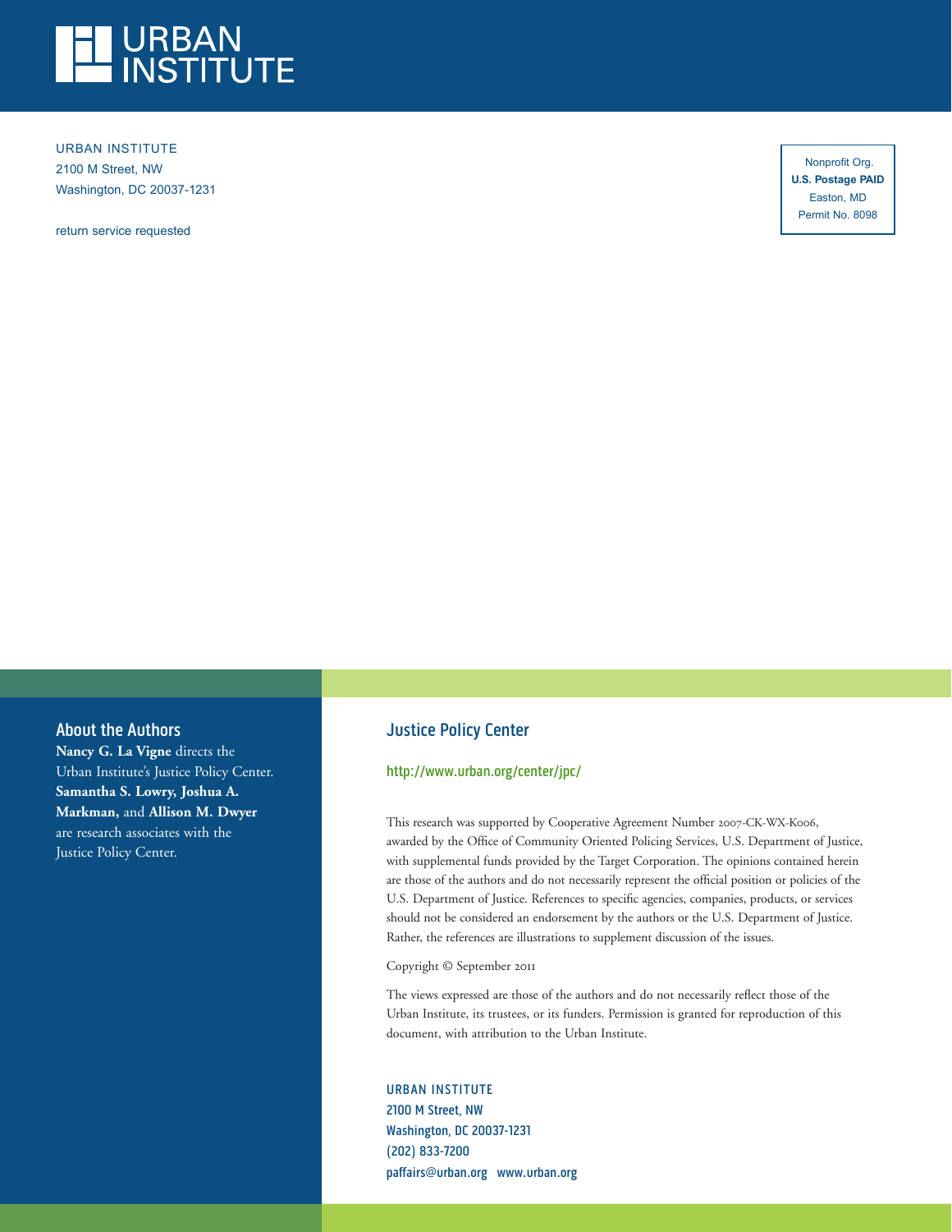# URBAN INSTITUTE

URBAN INSTITUTE
2100 M Street, NW
Washington, DC 20037-1231

return service requested

Nonprofit Org.
**U.S. Postage PAID**
Easton, MD
Permit No. 8098

## About the Authors

**Nancy G. La Vigne** directs the Urban Institute's Justice Policy Center. **Samantha S. Lowry, Joshua A. Markman,** and **Allison M. Dwyer** are research associates with the Justice Policy Center.

## Justice Policy Center

http://www.urban.org/center/jpc/

This research was supported by Cooperative Agreement Number 2007-CK-WX-K006, awarded by the Office of Community Oriented Policing Services, U.S. Department of Justice, with supplemental funds provided by the Target Corporation. The opinions contained herein are those of the authors and do not necessarily represent the official position or policies of the U.S. Department of Justice. References to specific agencies, companies, products, or services should not be considered an endorsement by the authors or the U.S. Department of Justice. Rather, the references are illustrations to supplement discussion of the issues.

Copyright © September 2011

The views expressed are those of the authors and do not necessarily reflect those of the Urban Institute, its trustees, or its funders. Permission is granted for reproduction of this document, with attribution to the Urban Institute.

URBAN INSTITUTE
2100 M Street, NW
Washington, DC 20037-1231
(202) 833-7200
paffairs@urban.org www.urban.org